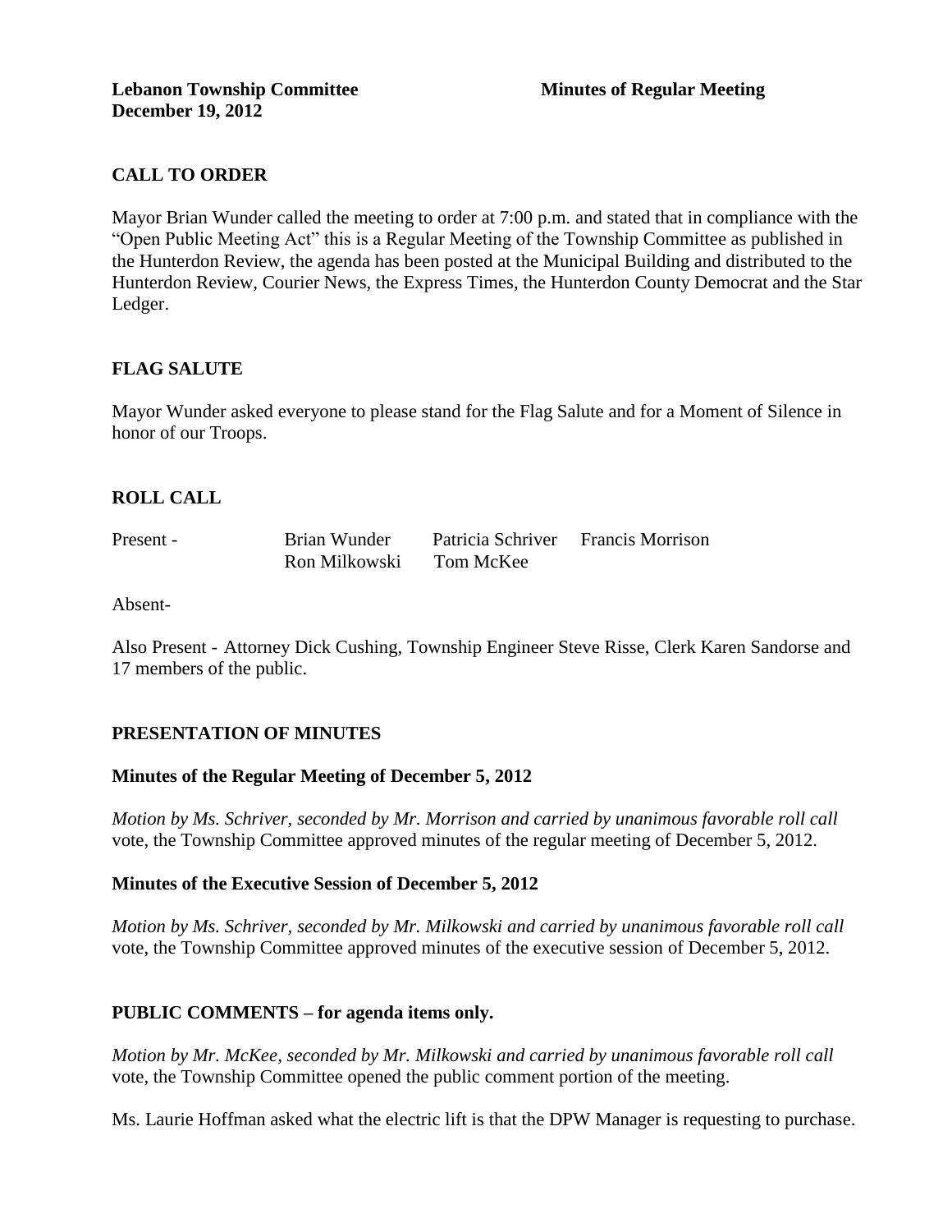**Lebanon Township Committee** **Minutes of Regular Meeting**
**December 19, 2012**

## CALL TO ORDER

Mayor Brian Wunder called the meeting to order at 7:00 p.m. and stated that in compliance with the "Open Public Meeting Act" this is a Regular Meeting of the Township Committee as published in the Hunterdon Review, the agenda has been posted at the Municipal Building and distributed to the Hunterdon Review, Courier News, the Express Times, the Hunterdon County Democrat and the Star Ledger.

## FLAG SALUTE

Mayor Wunder asked everyone to please stand for the Flag Salute and for a Moment of Silence in honor of our Troops.

## ROLL CALL

Present - Brian Wunder Patricia Schriver Francis Morrison
Ron Milkowski Tom McKee

Absent-

Also Present - Attorney Dick Cushing, Township Engineer Steve Risse, Clerk Karen Sandorse and 17 members of the public.

## PRESENTATION OF MINUTES

### Minutes of the Regular Meeting of December 5, 2012

*Motion by Ms. Schriver, seconded by Mr. Morrison and carried by unanimous favorable roll call* vote, the Township Committee approved minutes of the regular meeting of December 5, 2012.

### Minutes of the Executive Session of December 5, 2012

*Motion by Ms. Schriver, seconded by Mr. Milkowski and carried by unanimous favorable roll call* vote, the Township Committee approved minutes of the executive session of December 5, 2012.

## PUBLIC COMMENTS – for agenda items only.

*Motion by Mr. McKee, seconded by Mr. Milkowski and carried by unanimous favorable roll call* vote, the Township Committee opened the public comment portion of the meeting.

Ms. Laurie Hoffman asked what the electric lift is that the DPW Manager is requesting to purchase.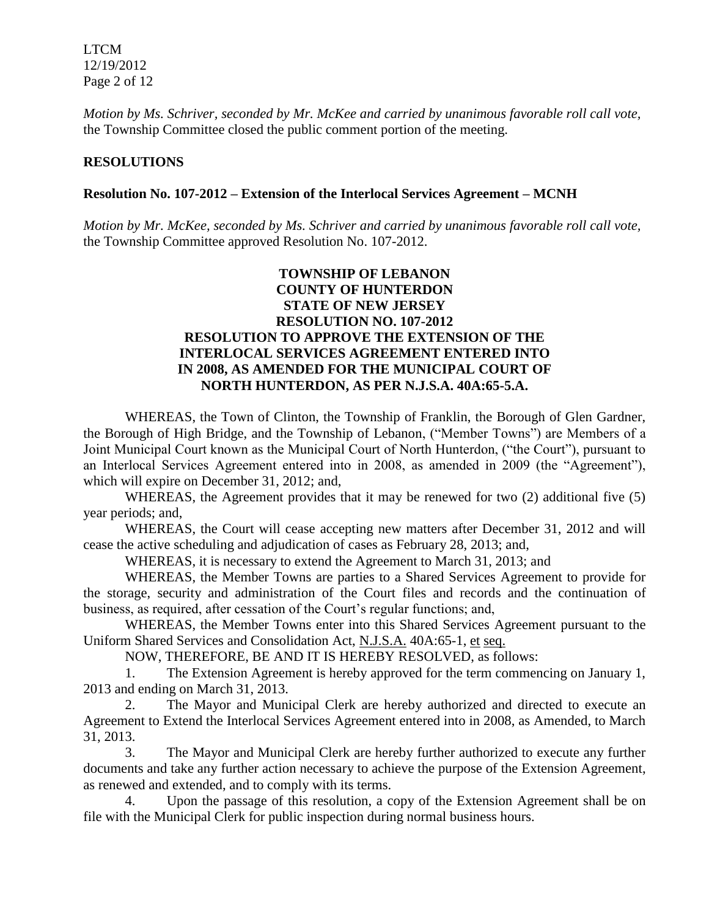*Motion by Ms. Schriver, seconded by Mr. McKee and carried by unanimous favorable roll call vote,* the Township Committee closed the public comment portion of the meeting.

## RESOLUTIONS

### Resolution No. 107-2012 – Extension of the Interlocal Services Agreement – MCNH

*Motion by Mr. McKee, seconded by Ms. Schriver and carried by unanimous favorable roll call vote,* the Township Committee approved Resolution No. 107-2012.

**TOWNSHIP OF LEBANON**
**COUNTY OF HUNTERDON**
**STATE OF NEW JERSEY**
**RESOLUTION NO. 107-2012**
**RESOLUTION TO APPROVE THE EXTENSION OF THE INTERLOCAL SERVICES AGREEMENT ENTERED INTO IN 2008, AS AMENDED FOR THE MUNICIPAL COURT OF NORTH HUNTERDON, AS PER N.J.S.A. 40A:65-5.A.**

WHEREAS, the Town of Clinton, the Township of Franklin, the Borough of Glen Gardner, the Borough of High Bridge, and the Township of Lebanon, ("Member Towns") are Members of a Joint Municipal Court known as the Municipal Court of North Hunterdon, ("the Court"), pursuant to an Interlocal Services Agreement entered into in 2008, as amended in 2009 (the "Agreement"), which will expire on December 31, 2012; and,

WHEREAS, the Agreement provides that it may be renewed for two (2) additional five (5) year periods; and,

WHEREAS, the Court will cease accepting new matters after December 31, 2012 and will cease the active scheduling and adjudication of cases as February 28, 2013; and,

WHEREAS, it is necessary to extend the Agreement to March 31, 2013; and

WHEREAS, the Member Towns are parties to a Shared Services Agreement to provide for the storage, security and administration of the Court files and records and the continuation of business, as required, after cessation of the Court's regular functions; and,

WHEREAS, the Member Towns enter into this Shared Services Agreement pursuant to the Uniform Shared Services and Consolidation Act, N.J.S.A. 40A:65-1, et seq.

NOW, THEREFORE, BE AND IT IS HEREBY RESOLVED, as follows:

1. The Extension Agreement is hereby approved for the term commencing on January 1, 2013 and ending on March 31, 2013.
2. The Mayor and Municipal Clerk are hereby authorized and directed to execute an Agreement to Extend the Interlocal Services Agreement entered into in 2008, as Amended, to March 31, 2013.
3. The Mayor and Municipal Clerk are hereby further authorized to execute any further documents and take any further action necessary to achieve the purpose of the Extension Agreement, as renewed and extended, and to comply with its terms.
4. Upon the passage of this resolution, a copy of the Extension Agreement shall be on file with the Municipal Clerk for public inspection during normal business hours.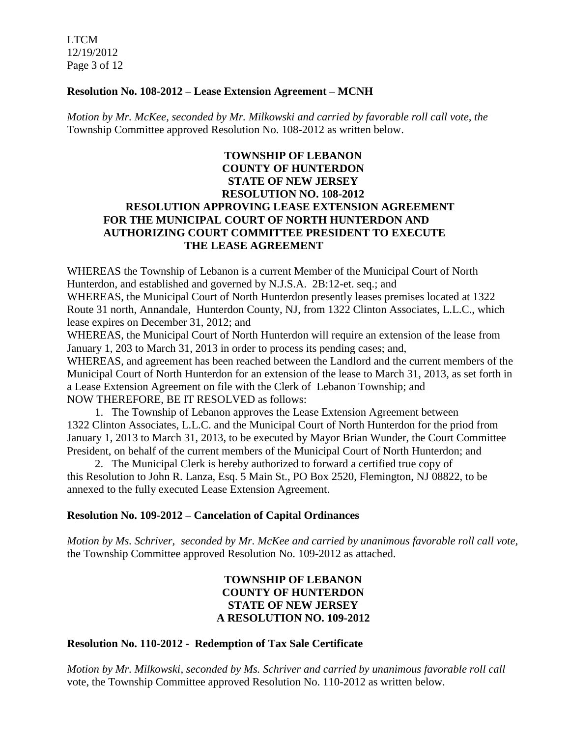**Resolution No. 108-2012 – Lease Extension Agreement – MCNH**

*Motion by Mr. McKee, seconded by Mr. Milkowski and carried by favorable roll call vote, the* Township Committee approved Resolution No. 108-2012 as written below.

**TOWNSHIP OF LEBANON**
**COUNTY OF HUNTERDON**
**STATE OF NEW JERSEY**
**RESOLUTION NO. 108-2012**
**RESOLUTION APPROVING LEASE EXTENSION AGREEMENT FOR THE MUNICIPAL COURT OF NORTH HUNTERDON AND AUTHORIZING COURT COMMITTEE PRESIDENT TO EXECUTE THE LEASE AGREEMENT**

WHEREAS the Township of Lebanon is a current Member of the Municipal Court of North Hunterdon, and established and governed by N.J.S.A. 2B:12-et. seq.; and

WHEREAS, the Municipal Court of North Hunterdon presently leases premises located at 1322 Route 31 north, Annandale, Hunterdon County, NJ, from 1322 Clinton Associates, L.L.C., which lease expires on December 31, 2012; and

WHEREAS, the Municipal Court of North Hunterdon will require an extension of the lease from January 1, 203 to March 31, 2013 in order to process its pending cases; and,

WHEREAS, and agreement has been reached between the Landlord and the current members of the Municipal Court of North Hunterdon for an extension of the lease to March 31, 2013, as set forth in a Lease Extension Agreement on file with the Clerk of Lebanon Township; and

NOW THEREFORE, BE IT RESOLVED as follows:

1. The Township of Lebanon approves the Lease Extension Agreement between 1322 Clinton Associates, L.L.C. and the Municipal Court of North Hunterdon for the priod from January 1, 2013 to March 31, 2013, to be executed by Mayor Brian Wunder, the Court Committee President, on behalf of the current members of the Municipal Court of North Hunterdon; and

2. The Municipal Clerk is hereby authorized to forward a certified true copy of this Resolution to John R. Lanza, Esq. 5 Main St., PO Box 2520, Flemington, NJ 08822, to be annexed to the fully executed Lease Extension Agreement.

**Resolution No. 109-2012 – Cancelation of Capital Ordinances**

*Motion by Ms. Schriver, seconded by Mr. McKee and carried by unanimous favorable roll call vote*, the Township Committee approved Resolution No. 109-2012 as attached.

**TOWNSHIP OF LEBANON**
**COUNTY OF HUNTERDON**
**STATE OF NEW JERSEY**
**A RESOLUTION NO. 109-2012**

**Resolution No. 110-2012 - Redemption of Tax Sale Certificate**

*Motion by Mr. Milkowski, seconded by Ms. Schriver and carried by unanimous favorable roll call* vote, the Township Committee approved Resolution No. 110-2012 as written below.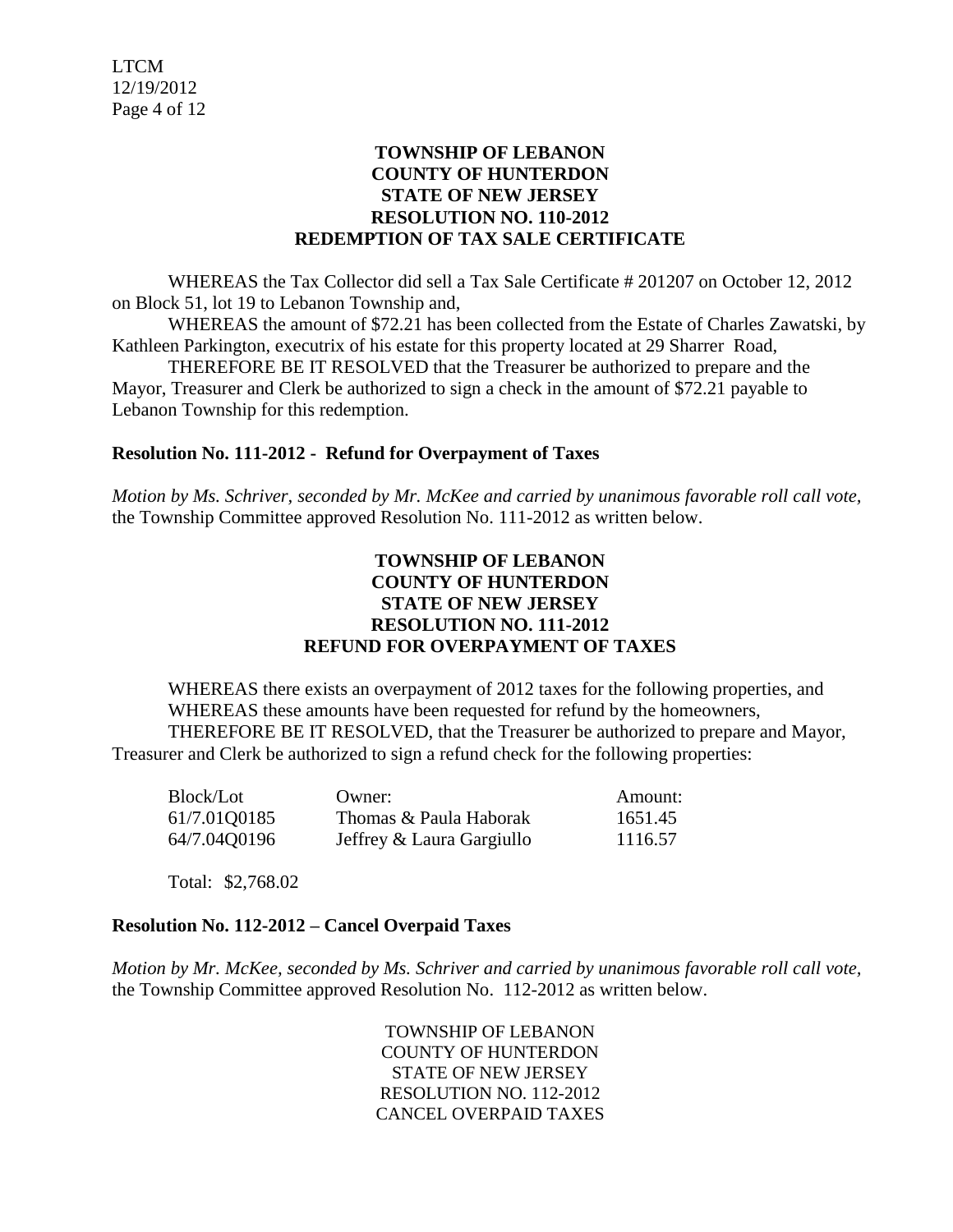**TOWNSHIP OF LEBANON**
**COUNTY OF HUNTERDON**
**STATE OF NEW JERSEY**
**RESOLUTION NO. 110-2012**
**REDEMPTION OF TAX SALE CERTIFICATE**

WHEREAS the Tax Collector did sell a Tax Sale Certificate # 201207 on October 12, 2012 on Block 51, lot 19 to Lebanon Township and,

WHEREAS the amount of $72.21 has been collected from the Estate of Charles Zawatski, by Kathleen Parkington, executrix of his estate for this property located at 29 Sharrer Road,

THEREFORE BE IT RESOLVED that the Treasurer be authorized to prepare and the Mayor, Treasurer and Clerk be authorized to sign a check in the amount of $72.21 payable to Lebanon Township for this redemption.

**Resolution No. 111-2012 - Refund for Overpayment of Taxes**

*Motion by Ms. Schriver, seconded by Mr. McKee and carried by unanimous favorable roll call vote,* the Township Committee approved Resolution No. 111-2012 as written below.

**TOWNSHIP OF LEBANON**
**COUNTY OF HUNTERDON**
**STATE OF NEW JERSEY**
**RESOLUTION NO. 111-2012**
**REFUND FOR OVERPAYMENT OF TAXES**

WHEREAS there exists an overpayment of 2012 taxes for the following properties, and
WHEREAS these amounts have been requested for refund by the homeowners,
THEREFORE BE IT RESOLVED, that the Treasurer be authorized to prepare and Mayor, Treasurer and Clerk be authorized to sign a refund check for the following properties:

| Block/Lot | Owner: | Amount: |
|---|---|---|
| 61/7.01Q0185 | Thomas & Paula Haborak | 1651.45 |
| 64/7.04Q0196 | Jeffrey & Laura Gargiullo | 1116.57 |

Total: $2,768.02

**Resolution No. 112-2012 – Cancel Overpaid Taxes**

*Motion by Mr. McKee, seconded by Ms. Schriver and carried by unanimous favorable roll call vote,* the Township Committee approved Resolution No. 112-2012 as written below.

TOWNSHIP OF LEBANON
COUNTY OF HUNTERDON
STATE OF NEW JERSEY
RESOLUTION NO. 112-2012
CANCEL OVERPAID TAXES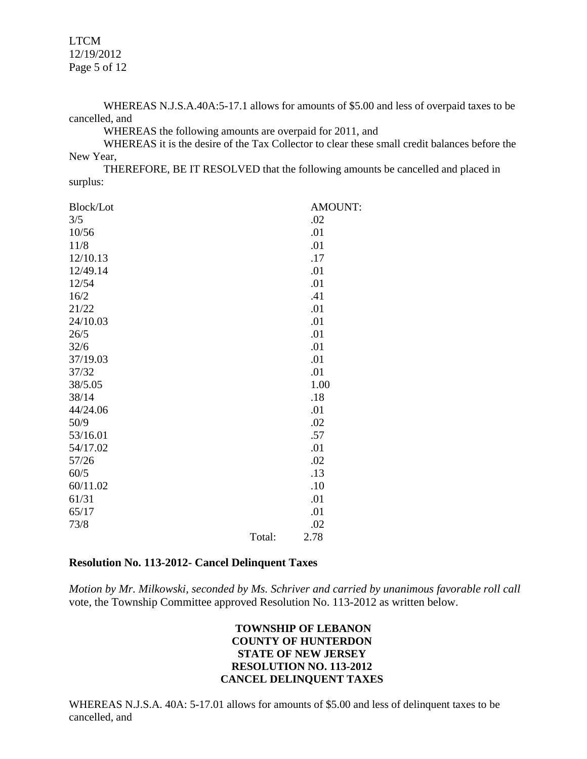WHEREAS N.J.S.A.40A:5-17.1 allows for amounts of $5.00 and less of overpaid taxes to be cancelled, and

WHEREAS the following amounts are overpaid for 2011, and

WHEREAS it is the desire of the Tax Collector to clear these small credit balances before the New Year,

THEREFORE, BE IT RESOLVED that the following amounts be cancelled and placed in surplus:

| Block/Lot | | AMOUNT: |
|---|---|---|
| 3/5 | | .02 |
| 10/56 | | .01 |
| 11/8 | | .01 |
| 12/10.13 | | .17 |
| 12/49.14 | | .01 |
| 12/54 | | .01 |
| 16/2 | | .41 |
| 21/22 | | .01 |
| 24/10.03 | | .01 |
| 26/5 | | .01 |
| 32/6 | | .01 |
| 37/19.03 | | .01 |
| 37/32 | | .01 |
| 38/5.05 | | 1.00 |
| 38/14 | | .18 |
| 44/24.06 | | .01 |
| 50/9 | | .02 |
| 53/16.01 | | .57 |
| 54/17.02 | | .01 |
| 57/26 | | .02 |
| 60/5 | | .13 |
| 60/11.02 | | .10 |
| 61/31 | | .01 |
| 65/17 | | .01 |
| 73/8 | | .02 |
| | Total: | 2.78 |

**Resolution No. 113-2012- Cancel Delinquent Taxes**

*Motion by Mr. Milkowski, seconded by Ms. Schriver and carried by unanimous favorable roll call* vote, the Township Committee approved Resolution No. 113-2012 as written below.

**TOWNSHIP OF LEBANON**
**COUNTY OF HUNTERDON**
**STATE OF NEW JERSEY**
**RESOLUTION NO. 113-2012**
**CANCEL DELINQUENT TAXES**

WHEREAS N.J.S.A. 40A: 5-17.01 allows for amounts of $5.00 and less of delinquent taxes to be cancelled, and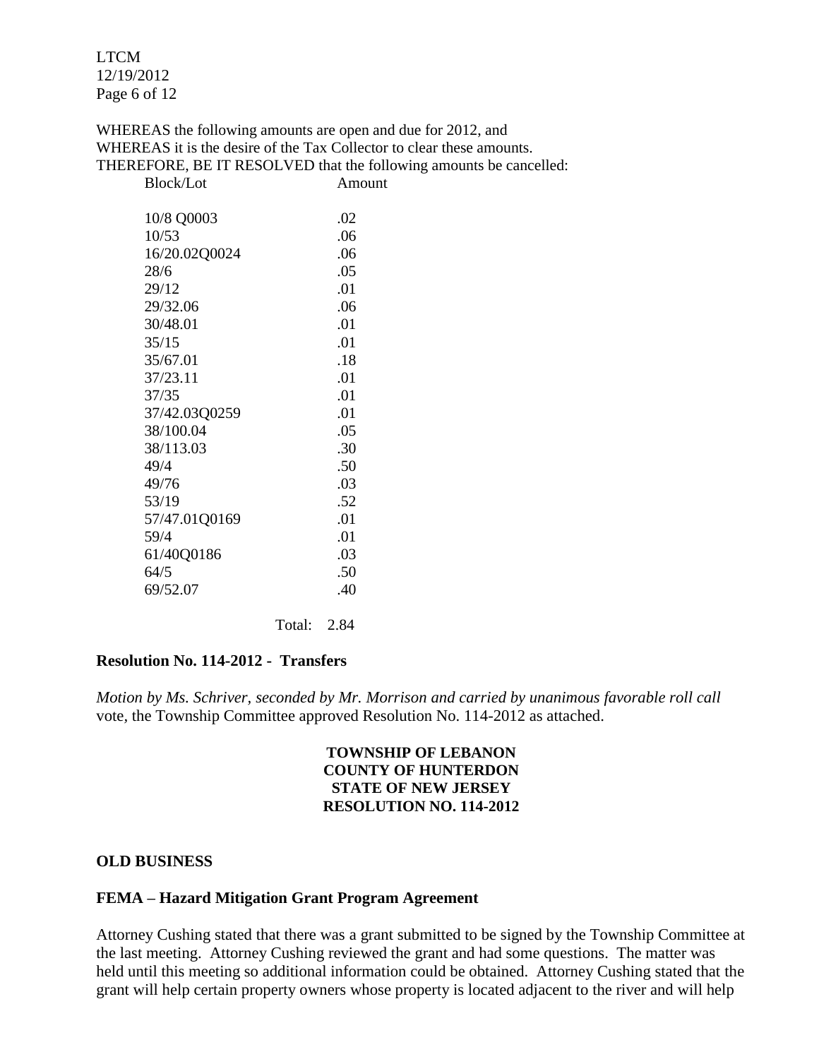WHEREAS the following amounts are open and due for 2012, and
WHEREAS it is the desire of the Tax Collector to clear these amounts.
THEREFORE, BE IT RESOLVED that the following amounts be cancelled:

| Block/Lot | Amount |
| --- | --- |
| 10/8 Q0003 | .02 |
| 10/53 | .06 |
| 16/20.02Q0024 | .06 |
| 28/6 | .05 |
| 29/12 | .01 |
| 29/32.06 | .06 |
| 30/48.01 | .01 |
| 35/15 | .01 |
| 35/67.01 | .18 |
| 37/23.11 | .01 |
| 37/35 | .01 |
| 37/42.03Q0259 | .01 |
| 38/100.04 | .05 |
| 38/113.03 | .30 |
| 49/4 | .50 |
| 49/76 | .03 |
| 53/19 | .52 |
| 57/47.01Q0169 | .01 |
| 59/4 | .01 |
| 61/40Q0186 | .03 |
| 64/5 | .50 |
| 69/52.07 | .40 |
| Total: | 2.84 |

**Resolution No. 114-2012 - Transfers**

*Motion by Ms. Schriver, seconded by Mr. Morrison and carried by unanimous favorable roll call* vote, the Township Committee approved Resolution No. 114-2012 as attached.

**TOWNSHIP OF LEBANON**
**COUNTY OF HUNTERDON**
**STATE OF NEW JERSEY**
**RESOLUTION NO. 114-2012**

**OLD BUSINESS**

**FEMA – Hazard Mitigation Grant Program Agreement**

Attorney Cushing stated that there was a grant submitted to be signed by the Township Committee at the last meeting. Attorney Cushing reviewed the grant and had some questions. The matter was held until this meeting so additional information could be obtained. Attorney Cushing stated that the grant will help certain property owners whose property is located adjacent to the river and will help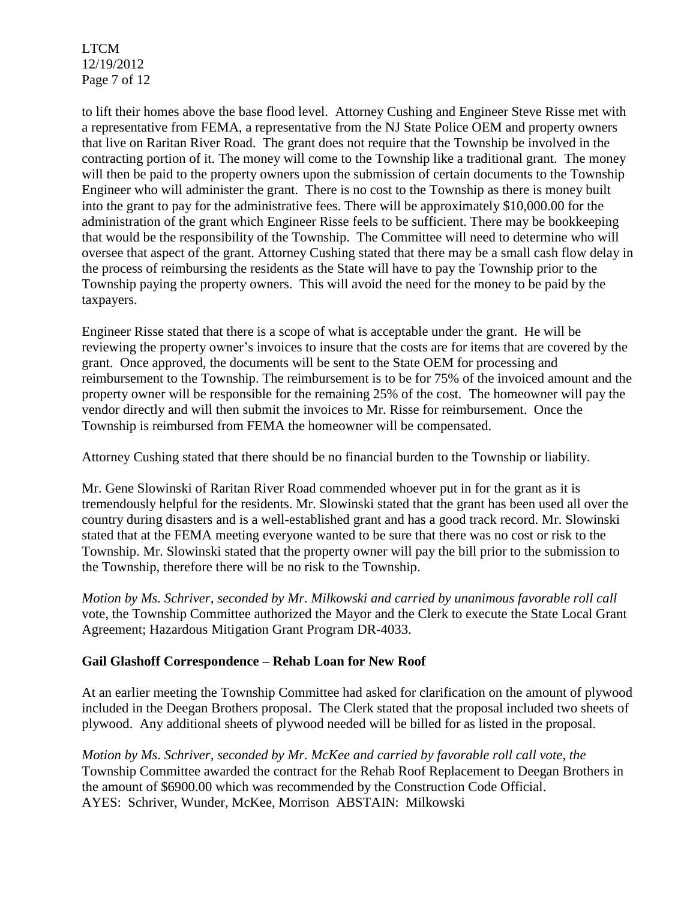to lift their homes above the base flood level. Attorney Cushing and Engineer Steve Risse met with a representative from FEMA, a representative from the NJ State Police OEM and property owners that live on Raritan River Road. The grant does not require that the Township be involved in the contracting portion of it. The money will come to the Township like a traditional grant. The money will then be paid to the property owners upon the submission of certain documents to the Township Engineer who will administer the grant. There is no cost to the Township as there is money built into the grant to pay for the administrative fees. There will be approximately $10,000.00 for the administration of the grant which Engineer Risse feels to be sufficient. There may be bookkeeping that would be the responsibility of the Township. The Committee will need to determine who will oversee that aspect of the grant. Attorney Cushing stated that there may be a small cash flow delay in the process of reimbursing the residents as the State will have to pay the Township prior to the Township paying the property owners. This will avoid the need for the money to be paid by the taxpayers.

Engineer Risse stated that there is a scope of what is acceptable under the grant. He will be reviewing the property owner's invoices to insure that the costs are for items that are covered by the grant. Once approved, the documents will be sent to the State OEM for processing and reimbursement to the Township. The reimbursement is to be for 75% of the invoiced amount and the property owner will be responsible for the remaining 25% of the cost. The homeowner will pay the vendor directly and will then submit the invoices to Mr. Risse for reimbursement. Once the Township is reimbursed from FEMA the homeowner will be compensated.

Attorney Cushing stated that there should be no financial burden to the Township or liability.

Mr. Gene Slowinski of Raritan River Road commended whoever put in for the grant as it is tremendously helpful for the residents. Mr. Slowinski stated that the grant has been used all over the country during disasters and is a well-established grant and has a good track record. Mr. Slowinski stated that at the FEMA meeting everyone wanted to be sure that there was no cost or risk to the Township. Mr. Slowinski stated that the property owner will pay the bill prior to the submission to the Township, therefore there will be no risk to the Township.

*Motion by Ms. Schriver, seconded by Mr. Milkowski and carried by unanimous favorable roll call* vote, the Township Committee authorized the Mayor and the Clerk to execute the State Local Grant Agreement; Hazardous Mitigation Grant Program DR-4033.

**Gail Glashoff Correspondence – Rehab Loan for New Roof**

At an earlier meeting the Township Committee had asked for clarification on the amount of plywood included in the Deegan Brothers proposal. The Clerk stated that the proposal included two sheets of plywood. Any additional sheets of plywood needed will be billed for as listed in the proposal.

*Motion by Ms. Schriver, seconded by Mr. McKee and carried by favorable roll call vote, the* Township Committee awarded the contract for the Rehab Roof Replacement to Deegan Brothers in the amount of $6900.00 which was recommended by the Construction Code Official.
AYES: Schriver, Wunder, McKee, Morrison ABSTAIN: Milkowski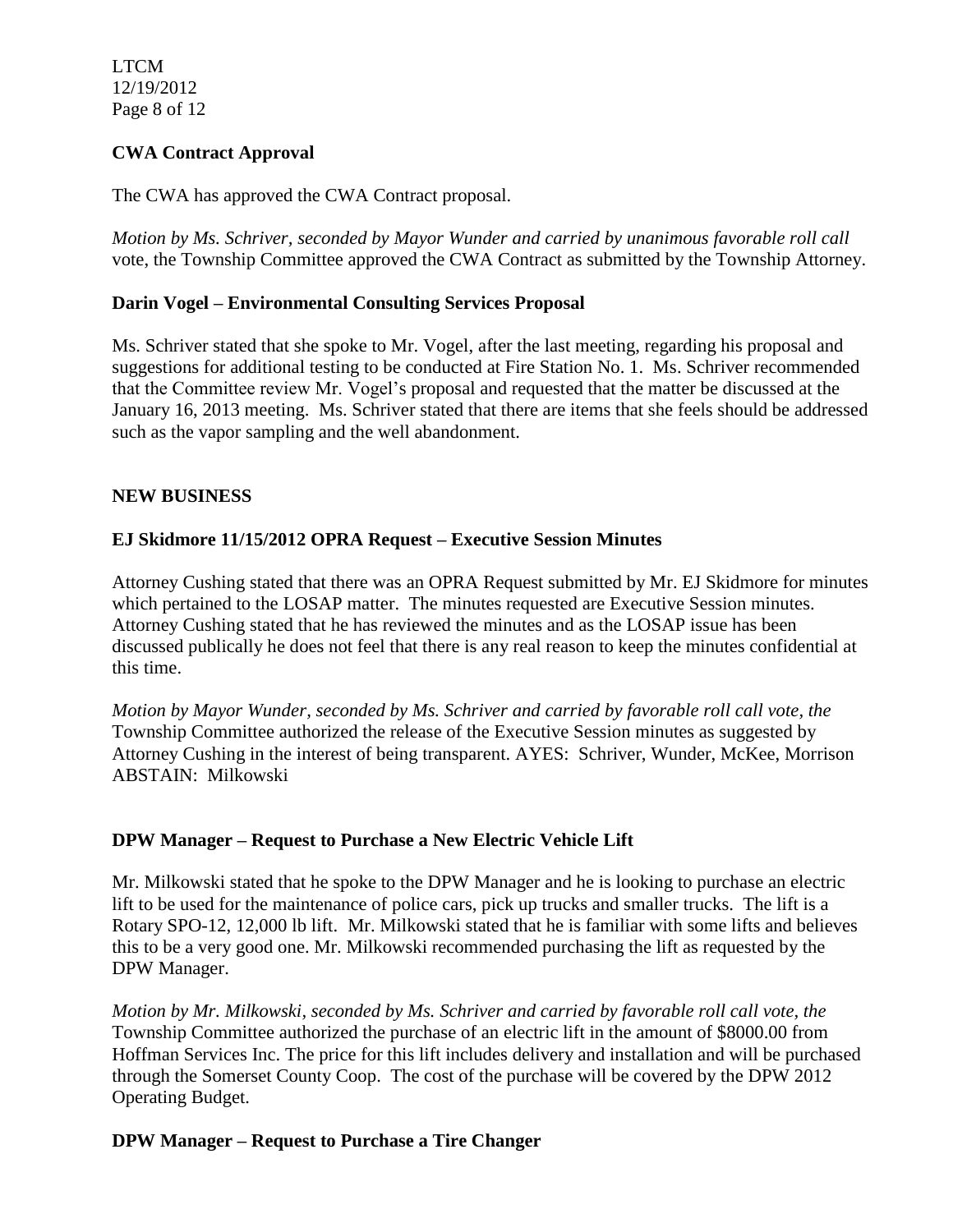**CWA Contract Approval**

The CWA has approved the CWA Contract proposal.

*Motion by Ms. Schriver, seconded by Mayor Wunder and carried by unanimous favorable roll call* vote, the Township Committee approved the CWA Contract as submitted by the Township Attorney.

**Darin Vogel – Environmental Consulting Services Proposal**

Ms. Schriver stated that she spoke to Mr. Vogel, after the last meeting, regarding his proposal and suggestions for additional testing to be conducted at Fire Station No. 1. Ms. Schriver recommended that the Committee review Mr. Vogel's proposal and requested that the matter be discussed at the January 16, 2013 meeting. Ms. Schriver stated that there are items that she feels should be addressed such as the vapor sampling and the well abandonment.

**NEW BUSINESS**

**EJ Skidmore 11/15/2012 OPRA Request – Executive Session Minutes**

Attorney Cushing stated that there was an OPRA Request submitted by Mr. EJ Skidmore for minutes which pertained to the LOSAP matter. The minutes requested are Executive Session minutes. Attorney Cushing stated that he has reviewed the minutes and as the LOSAP issue has been discussed publically he does not feel that there is any real reason to keep the minutes confidential at this time.

*Motion by Mayor Wunder, seconded by Ms. Schriver and carried by favorable roll call vote, the* Township Committee authorized the release of the Executive Session minutes as suggested by Attorney Cushing in the interest of being transparent. AYES: Schriver, Wunder, McKee, Morrison ABSTAIN: Milkowski

**DPW Manager – Request to Purchase a New Electric Vehicle Lift**

Mr. Milkowski stated that he spoke to the DPW Manager and he is looking to purchase an electric lift to be used for the maintenance of police cars, pick up trucks and smaller trucks. The lift is a Rotary SPO-12, 12,000 lb lift. Mr. Milkowski stated that he is familiar with some lifts and believes this to be a very good one. Mr. Milkowski recommended purchasing the lift as requested by the DPW Manager.

*Motion by Mr. Milkowski, seconded by Ms. Schriver and carried by favorable roll call vote, the* Township Committee authorized the purchase of an electric lift in the amount of $8000.00 from Hoffman Services Inc. The price for this lift includes delivery and installation and will be purchased through the Somerset County Coop. The cost of the purchase will be covered by the DPW 2012 Operating Budget.

**DPW Manager – Request to Purchase a Tire Changer**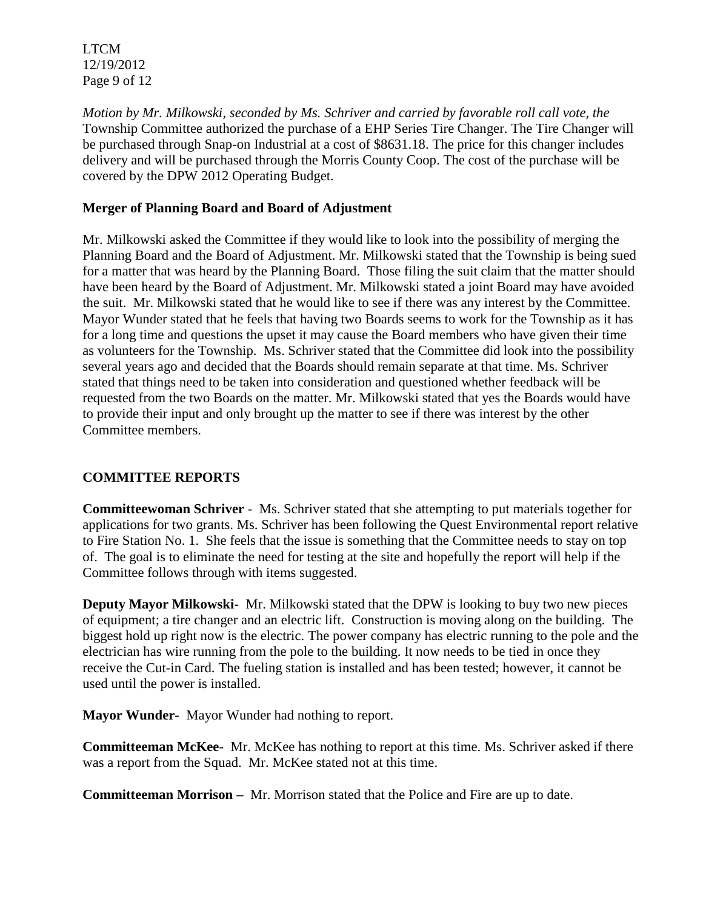*Motion by Mr. Milkowski, seconded by Ms. Schriver and carried by favorable roll call vote, the* Township Committee authorized the purchase of a EHP Series Tire Changer. The Tire Changer will be purchased through Snap-on Industrial at a cost of $8631.18. The price for this changer includes delivery and will be purchased through the Morris County Coop. The cost of the purchase will be covered by the DPW 2012 Operating Budget.

**Merger of Planning Board and Board of Adjustment**

Mr. Milkowski asked the Committee if they would like to look into the possibility of merging the Planning Board and the Board of Adjustment. Mr. Milkowski stated that the Township is being sued for a matter that was heard by the Planning Board. Those filing the suit claim that the matter should have been heard by the Board of Adjustment. Mr. Milkowski stated a joint Board may have avoided the suit. Mr. Milkowski stated that he would like to see if there was any interest by the Committee. Mayor Wunder stated that he feels that having two Boards seems to work for the Township as it has for a long time and questions the upset it may cause the Board members who have given their time as volunteers for the Township. Ms. Schriver stated that the Committee did look into the possibility several years ago and decided that the Boards should remain separate at that time. Ms. Schriver stated that things need to be taken into consideration and questioned whether feedback will be requested from the two Boards on the matter. Mr. Milkowski stated that yes the Boards would have to provide their input and only brought up the matter to see if there was interest by the other Committee members.

**COMMITTEE REPORTS**

**Committeewoman Schriver** - Ms. Schriver stated that she attempting to put materials together for applications for two grants. Ms. Schriver has been following the Quest Environmental report relative to Fire Station No. 1. She feels that the issue is something that the Committee needs to stay on top of. The goal is to eliminate the need for testing at the site and hopefully the report will help if the Committee follows through with items suggested.

**Deputy Mayor Milkowski-** Mr. Milkowski stated that the DPW is looking to buy two new pieces of equipment; a tire changer and an electric lift. Construction is moving along on the building. The biggest hold up right now is the electric. The power company has electric running to the pole and the electrician has wire running from the pole to the building. It now needs to be tied in once they receive the Cut-in Card. The fueling station is installed and has been tested; however, it cannot be used until the power is installed.

**Mayor Wunder-** Mayor Wunder had nothing to report.

**Committeeman McKee**- Mr. McKee has nothing to report at this time. Ms. Schriver asked if there was a report from the Squad. Mr. McKee stated not at this time.

**Committeeman Morrison –** Mr. Morrison stated that the Police and Fire are up to date.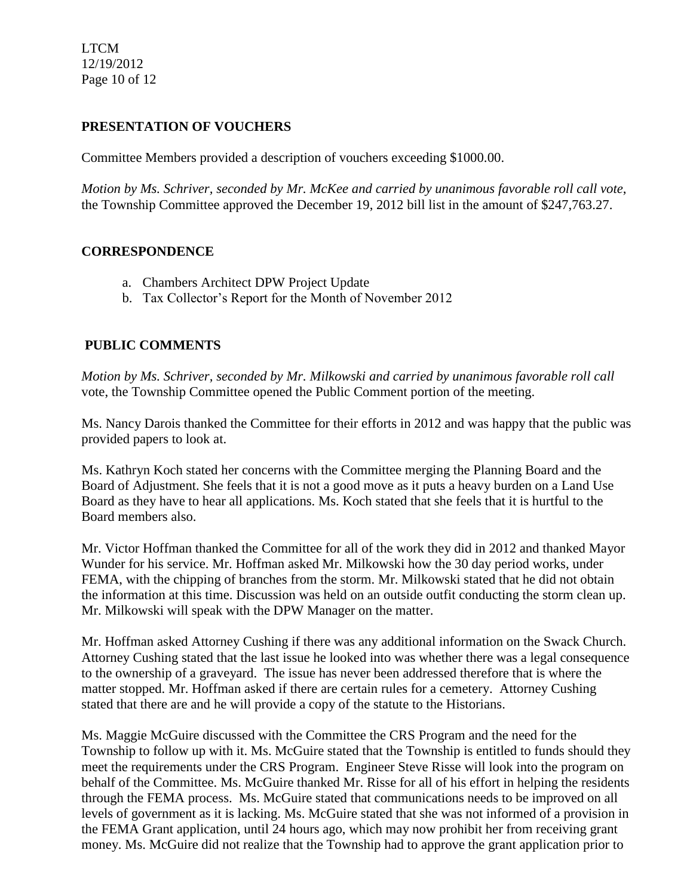## PRESENTATION OF VOUCHERS

Committee Members provided a description of vouchers exceeding $1000.00.

*Motion by Ms. Schriver, seconded by Mr. McKee and carried by unanimous favorable roll call vote,* the Township Committee approved the December 19, 2012 bill list in the amount of $247,763.27.

## CORRESPONDENCE

a. Chambers Architect DPW Project Update
b. Tax Collector's Report for the Month of November 2012

## PUBLIC COMMENTS

*Motion by Ms. Schriver, seconded by Mr. Milkowski and carried by unanimous favorable roll call* vote, the Township Committee opened the Public Comment portion of the meeting.

Ms. Nancy Darois thanked the Committee for their efforts in 2012 and was happy that the public was provided papers to look at.

Ms. Kathryn Koch stated her concerns with the Committee merging the Planning Board and the Board of Adjustment. She feels that it is not a good move as it puts a heavy burden on a Land Use Board as they have to hear all applications. Ms. Koch stated that she feels that it is hurtful to the Board members also.

Mr. Victor Hoffman thanked the Committee for all of the work they did in 2012 and thanked Mayor Wunder for his service. Mr. Hoffman asked Mr. Milkowski how the 30 day period works, under FEMA, with the chipping of branches from the storm. Mr. Milkowski stated that he did not obtain the information at this time. Discussion was held on an outside outfit conducting the storm clean up. Mr. Milkowski will speak with the DPW Manager on the matter.

Mr. Hoffman asked Attorney Cushing if there was any additional information on the Swack Church. Attorney Cushing stated that the last issue he looked into was whether there was a legal consequence to the ownership of a graveyard. The issue has never been addressed therefore that is where the matter stopped. Mr. Hoffman asked if there are certain rules for a cemetery. Attorney Cushing stated that there are and he will provide a copy of the statute to the Historians.

Ms. Maggie McGuire discussed with the Committee the CRS Program and the need for the Township to follow up with it. Ms. McGuire stated that the Township is entitled to funds should they meet the requirements under the CRS Program. Engineer Steve Risse will look into the program on behalf of the Committee. Ms. McGuire thanked Mr. Risse for all of his effort in helping the residents through the FEMA process. Ms. McGuire stated that communications needs to be improved on all levels of government as it is lacking. Ms. McGuire stated that she was not informed of a provision in the FEMA Grant application, until 24 hours ago, which may now prohibit her from receiving grant money. Ms. McGuire did not realize that the Township had to approve the grant application prior to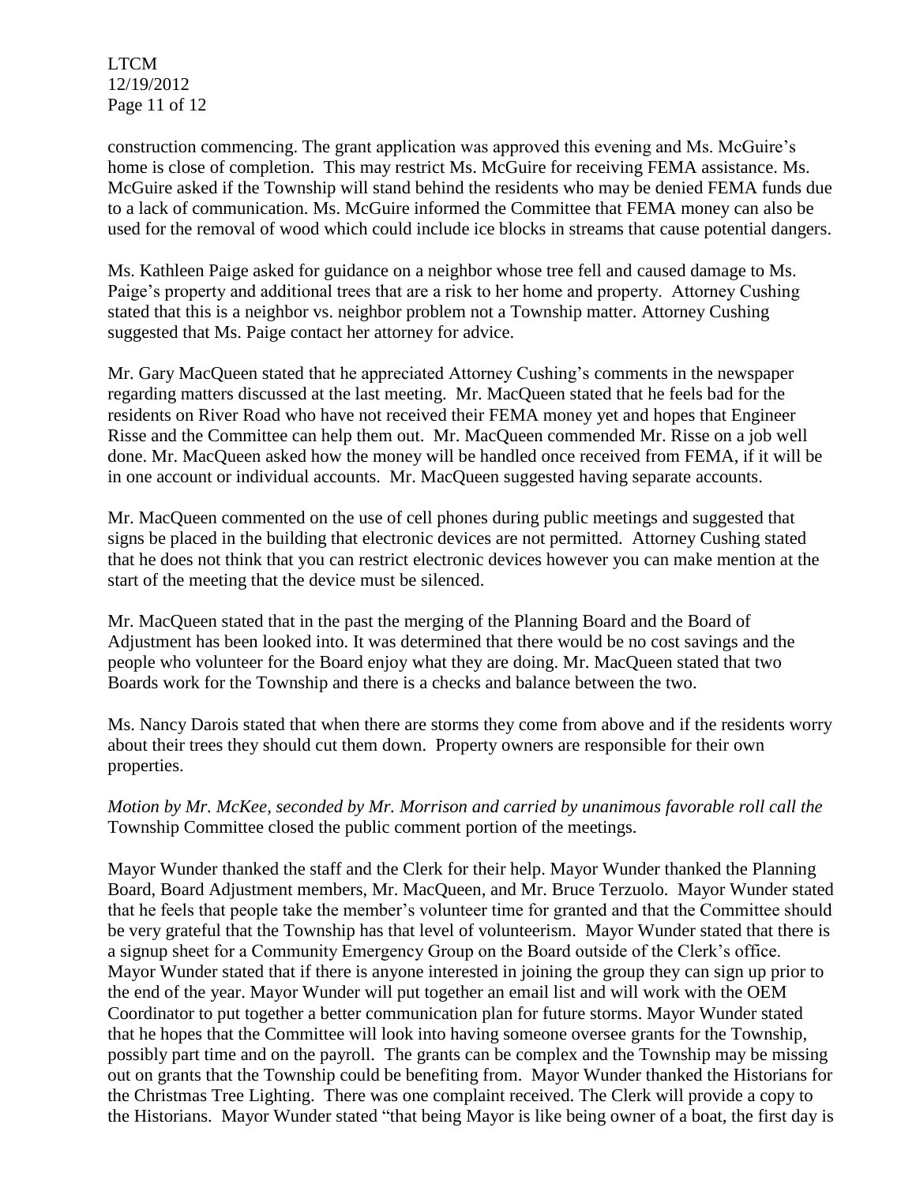construction commencing. The grant application was approved this evening and Ms. McGuire's home is close of completion. This may restrict Ms. McGuire for receiving FEMA assistance. Ms. McGuire asked if the Township will stand behind the residents who may be denied FEMA funds due to a lack of communication. Ms. McGuire informed the Committee that FEMA money can also be used for the removal of wood which could include ice blocks in streams that cause potential dangers.

Ms. Kathleen Paige asked for guidance on a neighbor whose tree fell and caused damage to Ms. Paige's property and additional trees that are a risk to her home and property. Attorney Cushing stated that this is a neighbor vs. neighbor problem not a Township matter. Attorney Cushing suggested that Ms. Paige contact her attorney for advice.

Mr. Gary MacQueen stated that he appreciated Attorney Cushing's comments in the newspaper regarding matters discussed at the last meeting. Mr. MacQueen stated that he feels bad for the residents on River Road who have not received their FEMA money yet and hopes that Engineer Risse and the Committee can help them out. Mr. MacQueen commended Mr. Risse on a job well done. Mr. MacQueen asked how the money will be handled once received from FEMA, if it will be in one account or individual accounts. Mr. MacQueen suggested having separate accounts.

Mr. MacQueen commented on the use of cell phones during public meetings and suggested that signs be placed in the building that electronic devices are not permitted. Attorney Cushing stated that he does not think that you can restrict electronic devices however you can make mention at the start of the meeting that the device must be silenced.

Mr. MacQueen stated that in the past the merging of the Planning Board and the Board of Adjustment has been looked into. It was determined that there would be no cost savings and the people who volunteer for the Board enjoy what they are doing. Mr. MacQueen stated that two Boards work for the Township and there is a checks and balance between the two.

Ms. Nancy Darois stated that when there are storms they come from above and if the residents worry about their trees they should cut them down. Property owners are responsible for their own properties.

*Motion by Mr. McKee, seconded by Mr. Morrison and carried by unanimous favorable roll call the* Township Committee closed the public comment portion of the meetings.

Mayor Wunder thanked the staff and the Clerk for their help. Mayor Wunder thanked the Planning Board, Board Adjustment members, Mr. MacQueen, and Mr. Bruce Terzuolo. Mayor Wunder stated that he feels that people take the member's volunteer time for granted and that the Committee should be very grateful that the Township has that level of volunteerism. Mayor Wunder stated that there is a signup sheet for a Community Emergency Group on the Board outside of the Clerk's office. Mayor Wunder stated that if there is anyone interested in joining the group they can sign up prior to the end of the year. Mayor Wunder will put together an email list and will work with the OEM Coordinator to put together a better communication plan for future storms. Mayor Wunder stated that he hopes that the Committee will look into having someone oversee grants for the Township, possibly part time and on the payroll. The grants can be complex and the Township may be missing out on grants that the Township could be benefiting from. Mayor Wunder thanked the Historians for the Christmas Tree Lighting. There was one complaint received. The Clerk will provide a copy to the Historians. Mayor Wunder stated "that being Mayor is like being owner of a boat, the first day is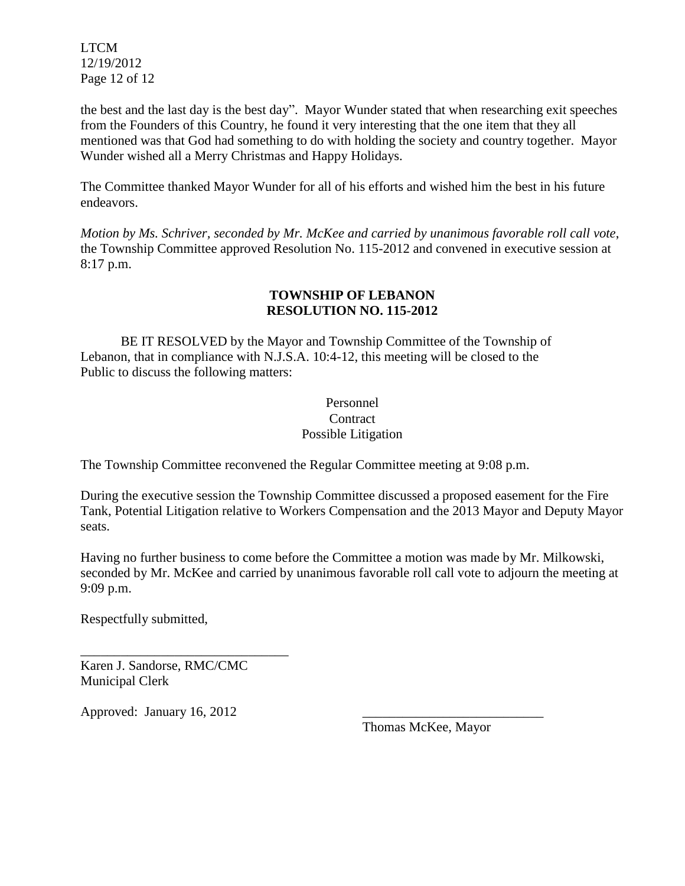the best and the last day is the best day". Mayor Wunder stated that when researching exit speeches from the Founders of this Country, he found it very interesting that the one item that they all mentioned was that God had something to do with holding the society and country together. Mayor Wunder wished all a Merry Christmas and Happy Holidays.

The Committee thanked Mayor Wunder for all of his efforts and wished him the best in his future endeavors.

*Motion by Ms. Schriver, seconded by Mr. McKee and carried by unanimous favorable roll call vote*, the Township Committee approved Resolution No. 115-2012 and convened in executive session at 8:17 p.m.

**TOWNSHIP OF LEBANON**
**RESOLUTION NO. 115-2012**

BE IT RESOLVED by the Mayor and Township Committee of the Township of Lebanon, that in compliance with N.J.S.A. 10:4-12, this meeting will be closed to the Public to discuss the following matters:

Personnel
Contract
Possible Litigation

The Township Committee reconvened the Regular Committee meeting at 9:08 p.m.

During the executive session the Township Committee discussed a proposed easement for the Fire Tank, Potential Litigation relative to Workers Compensation and the 2013 Mayor and Deputy Mayor seats.

Having no further business to come before the Committee a motion was made by Mr. Milkowski, seconded by Mr. McKee and carried by unanimous favorable roll call vote to adjourn the meeting at 9:09 p.m.

Respectfully submitted,

\_\_\_\_\_\_\_\_\_\_\_\_\_\_\_\_\_\_\_\_\_\_\_\_\_\_\_\_\_\_\_\_
Karen J. Sandorse, RMC/CMC
Municipal Clerk

Approved: January 16, 2012

\_\_\_\_\_\_\_\_\_\_\_\_\_\_\_\_\_\_\_\_\_\_\_\_\_\_\_
Thomas McKee, Mayor